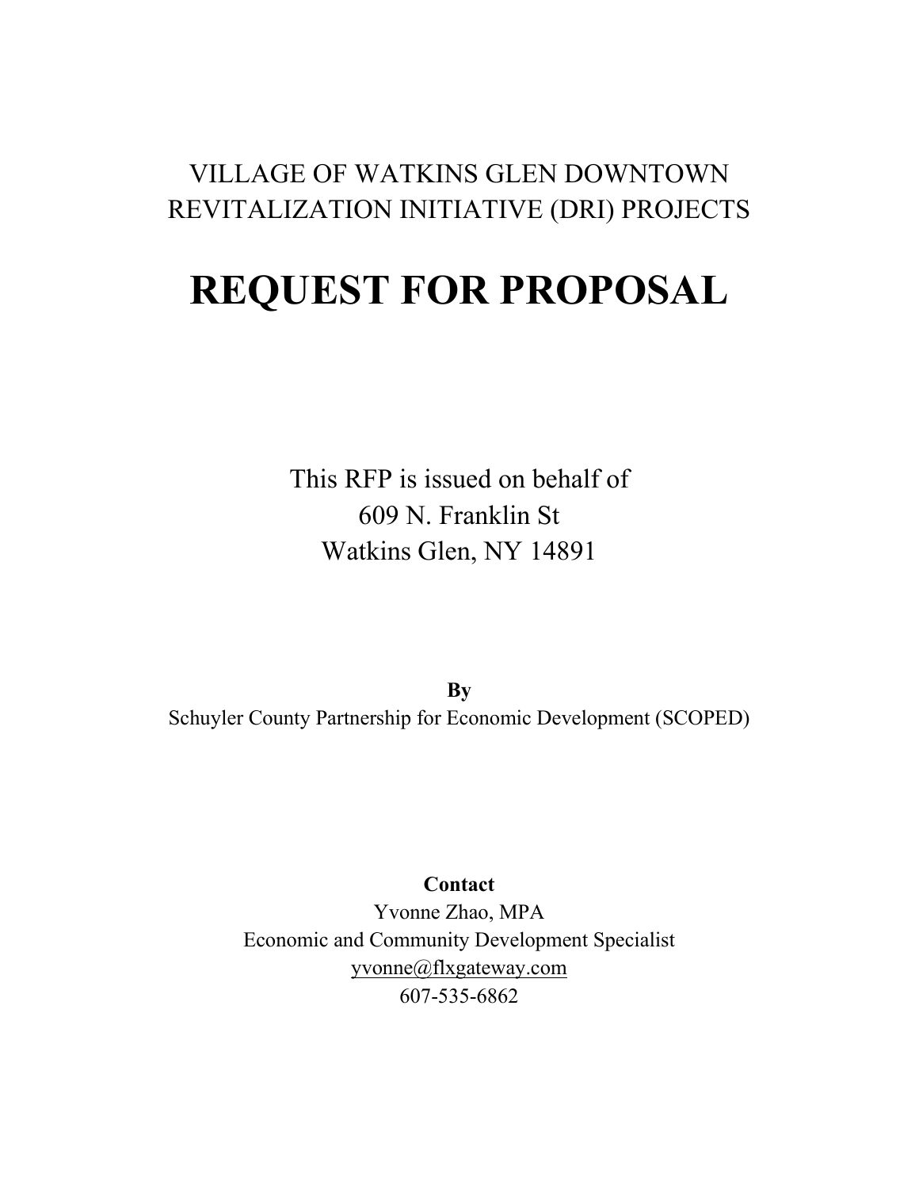VILLAGE OF WATKINS GLEN DOWNTOWN REVITALIZATION INITIATIVE (DRI) PROJECTS

# REQUEST FOR PROPOSAL

This RFP is issued on behalf of
609 N. Franklin St
Watkins Glen, NY 14891

**By**
Schuyler County Partnership for Economic Development (SCOPED)

**Contact**
Yvonne Zhao, MPA
Economic and Community Development Specialist
yvonne@flxgateway.com
607-535-6862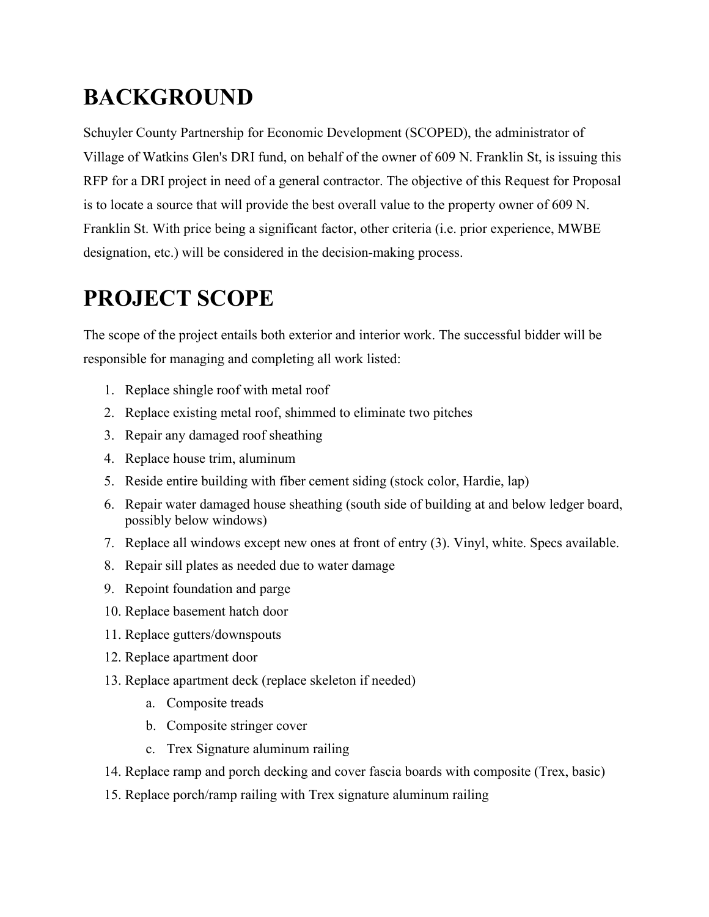# BACKGROUND

Schuyler County Partnership for Economic Development (SCOPED), the administrator of Village of Watkins Glen's DRI fund, on behalf of the owner of 609 N. Franklin St, is issuing this RFP for a DRI project in need of a general contractor. The objective of this Request for Proposal is to locate a source that will provide the best overall value to the property owner of 609 N. Franklin St. With price being a significant factor, other criteria (i.e. prior experience, MWBE designation, etc.) will be considered in the decision-making process.

# PROJECT SCOPE

The scope of the project entails both exterior and interior work. The successful bidder will be responsible for managing and completing all work listed:

1. Replace shingle roof with metal roof
2. Replace existing metal roof, shimmed to eliminate two pitches
3. Repair any damaged roof sheathing
4. Replace house trim, aluminum
5. Reside entire building with fiber cement siding (stock color, Hardie, lap)
6. Repair water damaged house sheathing (south side of building at and below ledger board, possibly below windows)
7. Replace all windows except new ones at front of entry (3). Vinyl, white. Specs available.
8. Repair sill plates as needed due to water damage
9. Repoint foundation and parge
10. Replace basement hatch door
11. Replace gutters/downspouts
12. Replace apartment door
13. Replace apartment deck (replace skeleton if needed)
    a. Composite treads
    b. Composite stringer cover
    c. Trex Signature aluminum railing
14. Replace ramp and porch decking and cover fascia boards with composite (Trex, basic)
15. Replace porch/ramp railing with Trex signature aluminum railing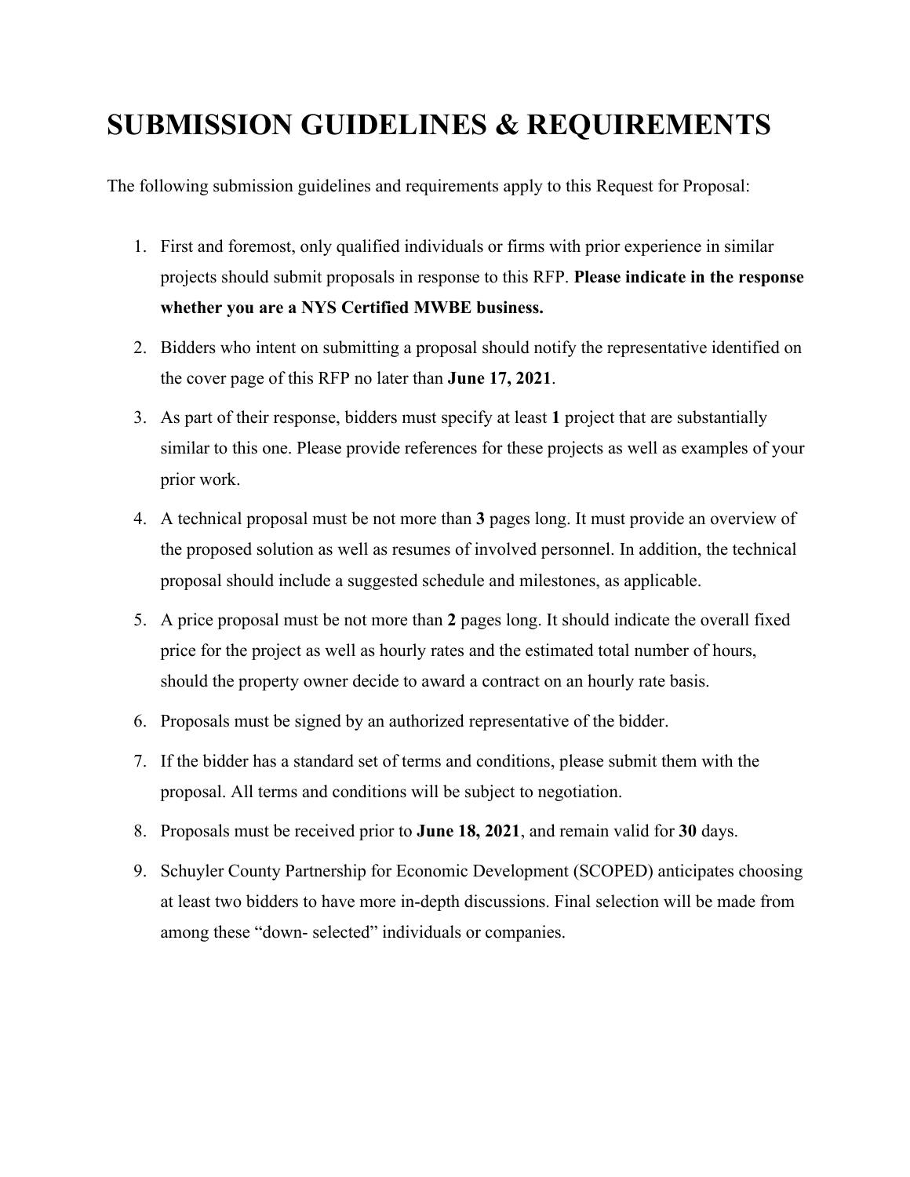# SUBMISSION GUIDELINES & REQUIREMENTS

The following submission guidelines and requirements apply to this Request for Proposal:

1. First and foremost, only qualified individuals or firms with prior experience in similar projects should submit proposals in response to this RFP. **Please indicate in the response whether you are a NYS Certified MWBE business.**
2. Bidders who intent on submitting a proposal should notify the representative identified on the cover page of this RFP no later than **June 17, 2021**.
3. As part of their response, bidders must specify at least **1** project that are substantially similar to this one. Please provide references for these projects as well as examples of your prior work.
4. A technical proposal must be not more than **3** pages long. It must provide an overview of the proposed solution as well as resumes of involved personnel. In addition, the technical proposal should include a suggested schedule and milestones, as applicable.
5. A price proposal must be not more than **2** pages long. It should indicate the overall fixed price for the project as well as hourly rates and the estimated total number of hours, should the property owner decide to award a contract on an hourly rate basis.
6. Proposals must be signed by an authorized representative of the bidder.
7. If the bidder has a standard set of terms and conditions, please submit them with the proposal. All terms and conditions will be subject to negotiation.
8. Proposals must be received prior to **June 18, 2021**, and remain valid for **30** days.
9. Schuyler County Partnership for Economic Development (SCOPED) anticipates choosing at least two bidders to have more in-depth discussions. Final selection will be made from among these "down- selected" individuals or companies.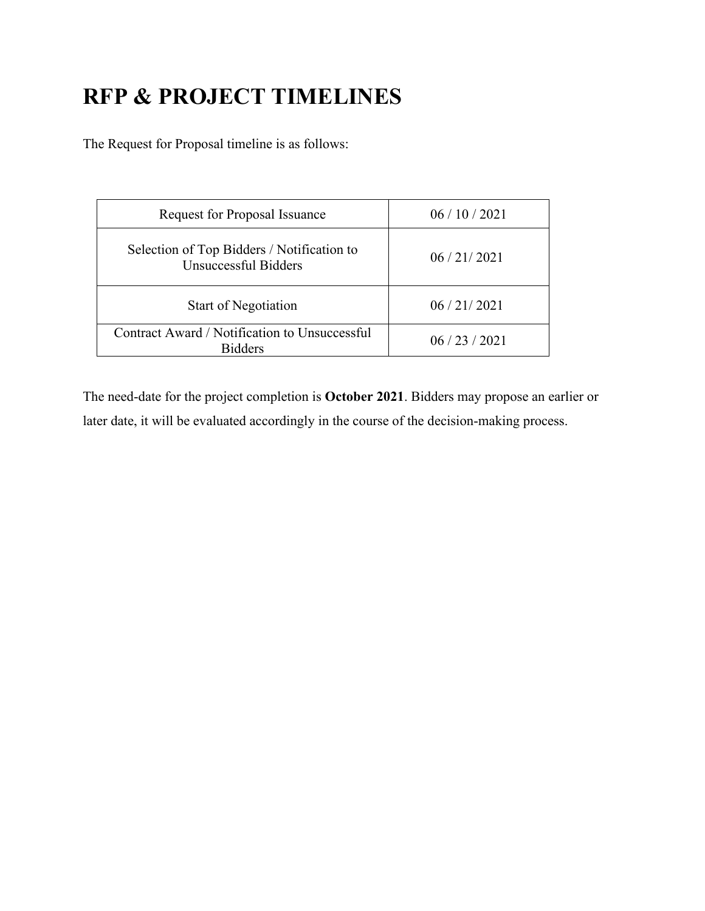# RFP & PROJECT TIMELINES

The Request for Proposal timeline is as follows:

| | |
|---|---|
| Request for Proposal Issuance | 06 / 10 / 2021 |
| Selection of Top Bidders / Notification to Unsuccessful Bidders | 06 / 21/ 2021 |
| Start of Negotiation | 06 / 21/ 2021 |
| Contract Award / Notification to Unsuccessful Bidders | 06 / 23 / 2021 |

The need-date for the project completion is **October 2021**. Bidders may propose an earlier or later date, it will be evaluated accordingly in the course of the decision-making process.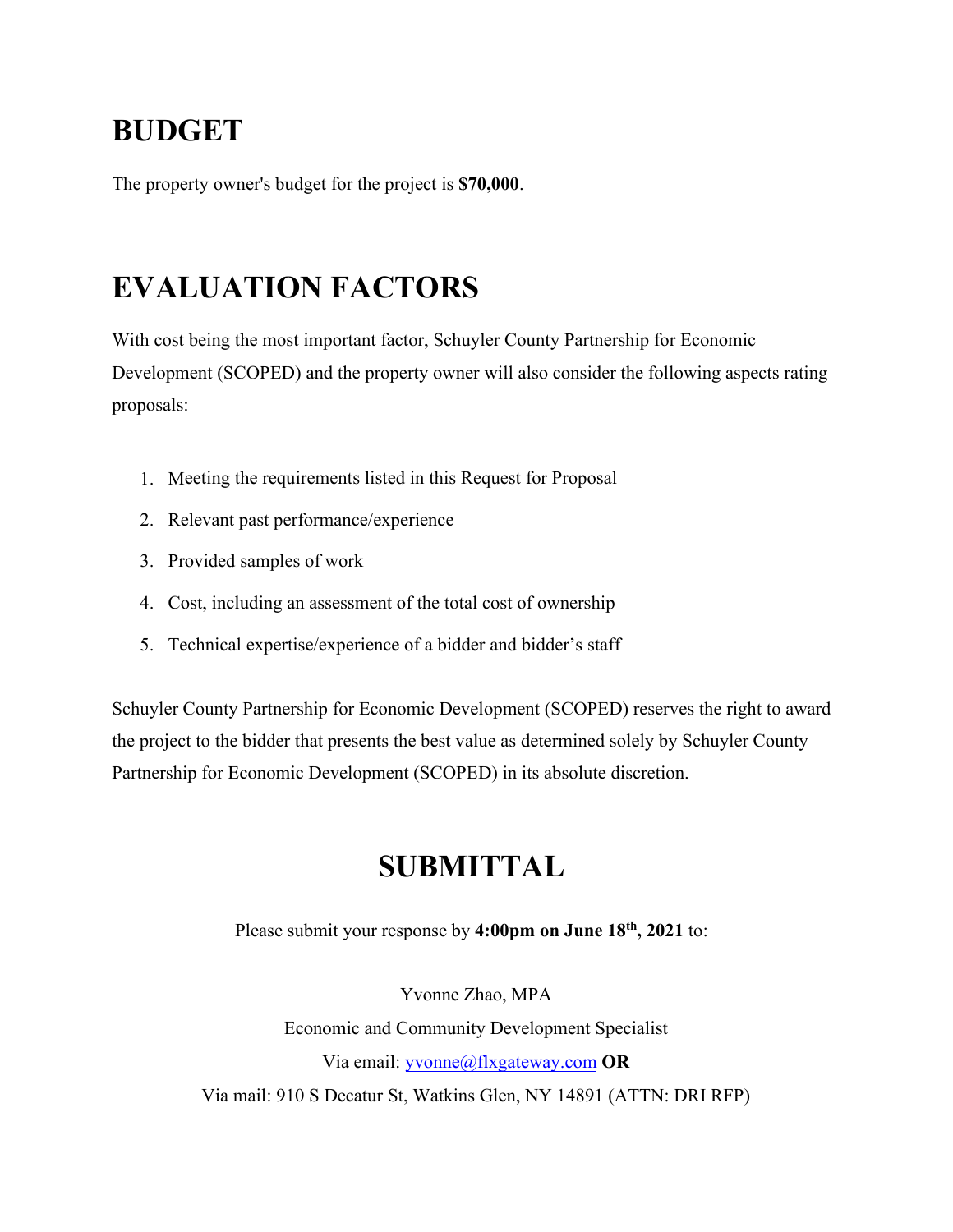# BUDGET

The property owner's budget for the project is **$70,000**.

# EVALUATION FACTORS

With cost being the most important factor, Schuyler County Partnership for Economic Development (SCOPED) and the property owner will also consider the following aspects rating proposals:

1. Meeting the requirements listed in this Request for Proposal
2. Relevant past performance/experience
3. Provided samples of work
4. Cost, including an assessment of the total cost of ownership
5. Technical expertise/experience of a bidder and bidder's staff

Schuyler County Partnership for Economic Development (SCOPED) reserves the right to award the project to the bidder that presents the best value as determined solely by Schuyler County Partnership for Economic Development (SCOPED) in its absolute discretion.

# SUBMITTAL

Please submit your response by **4:00pm on June 18th, 2021** to:

Yvonne Zhao, MPA

Economic and Community Development Specialist

Via email: yvonne@flxgateway.com **OR**

Via mail: 910 S Decatur St, Watkins Glen, NY 14891 (ATTN: DRI RFP)